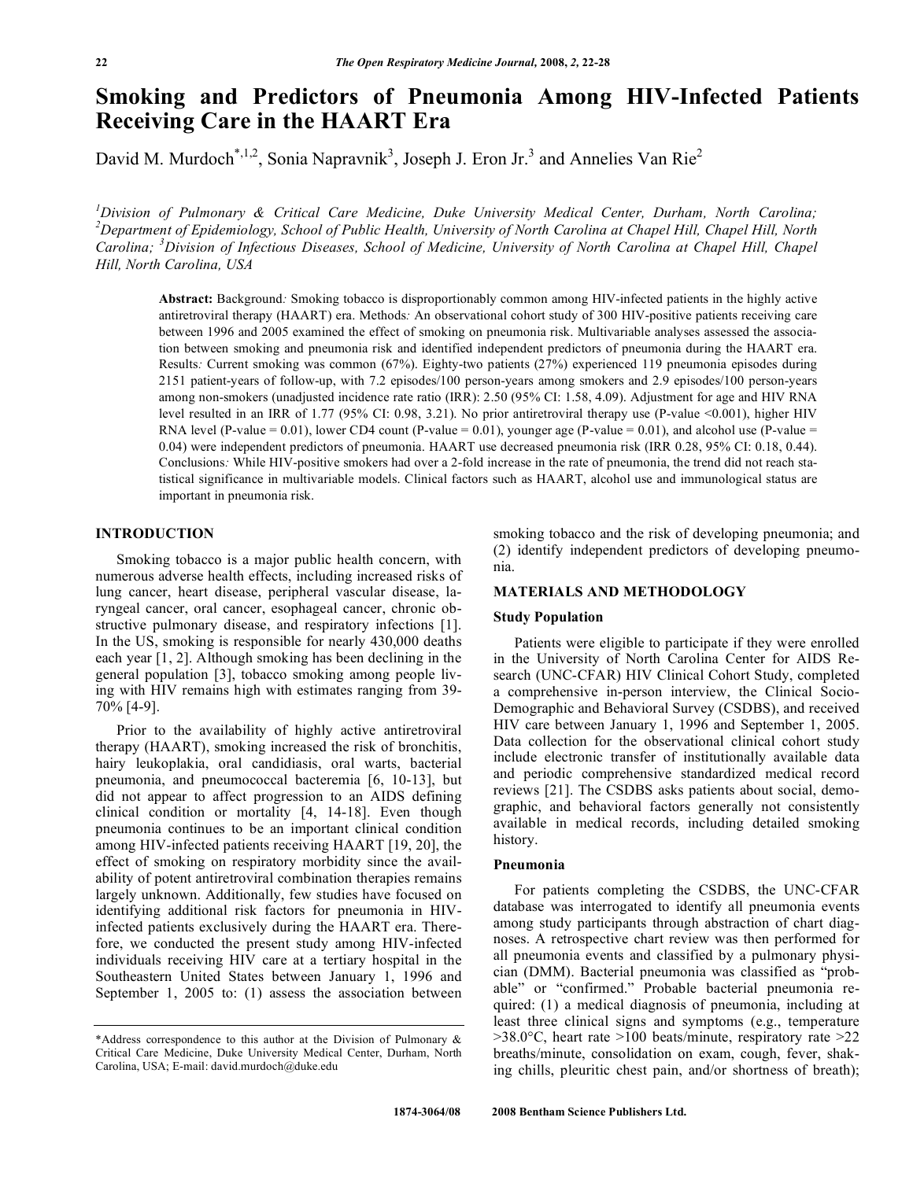# Smoking and Predictors of Pneumonia Among HIV-Infected Patients Receiving Care in the HAART Era

David M. Murdoch*[,1,2], Sonia Napravnik[3], Joseph J. Eron Jr.[3] and Annelies Van Rie[2]

[1]Division of Pulmonary & Critical Care Medicine, Duke University Medical Center, Durham, North Carolina; [2]Department of Epidemiology, School of Public Health, University of North Carolina at Chapel Hill, Chapel Hill, North Carolina; [3]Division of Infectious Diseases, School of Medicine, University of North Carolina at Chapel Hill, Chapel Hill, North Carolina, USA

**Abstract:** Background*:* Smoking tobacco is disproportionally common among HIV-infected patients in the highly active antiretroviral therapy (HAART) era. Methods*:* An observational cohort study of 300 HIV-positive patients receiving care between 1996 and 2005 examined the effect of smoking on pneumonia risk. Multivariable analyses assessed the association between smoking and pneumonia risk and identified independent predictors of pneumonia during the HAART era. Results*:* Current smoking was common (67%). Eighty-two patients (27%) experienced 119 pneumonia episodes during 2151 patient-years of follow-up, with 7.2 episodes/100 person-years among smokers and 2.9 episodes/100 person-years among non-smokers (unadjusted incidence rate ratio (IRR): 2.50 (95% CI: 1.58, 4.09). Adjustment for age and HIV RNA level resulted in an IRR of 1.77 (95% CI: 0.98, 3.21). No prior antiretroviral therapy use (P-value <0.001), higher HIV RNA level (P-value = 0.01), lower CD4 count (P-value = 0.01), younger age (P-value = 0.01), and alcohol use (P-value = 0.04) were independent predictors of pneumonia. HAART use decreased pneumonia risk (IRR 0.28, 95% CI: 0.18, 0.44). Conclusions*:* While HIV-positive smokers had over a 2-fold increase in the rate of pneumonia, the trend did not reach statistical significance in multivariable models. Clinical factors such as HAART, alcohol use and immunological status are important in pneumonia risk.

## INTRODUCTION

Smoking tobacco is a major public health concern, with numerous adverse health effects, including increased risks of lung cancer, heart disease, peripheral vascular disease, laryngeal cancer, oral cancer, esophageal cancer, chronic obstructive pulmonary disease, and respiratory infections [1]. In the US, smoking is responsible for nearly 430,000 deaths each year [1, 2]. Although smoking has been declining in the general population [3], tobacco smoking among people living with HIV remains high with estimates ranging from 39-70% [4-9].

Prior to the availability of highly active antiretroviral therapy (HAART), smoking increased the risk of bronchitis, hairy leukoplakia, oral candidiasis, oral warts, bacterial pneumonia, and pneumococcal bacteremia [6, 10-13], but did not appear to affect progression to an AIDS defining clinical condition or mortality [4, 14-18]. Even though pneumonia continues to be an important clinical condition among HIV-infected patients receiving HAART [19, 20], the effect of smoking on respiratory morbidity since the availability of potent antiretroviral combination therapies remains largely unknown. Additionally, few studies have focused on identifying additional risk factors for pneumonia in HIV-infected patients exclusively during the HAART era. Therefore, we conducted the present study among HIV-infected individuals receiving HIV care at a tertiary hospital in the Southeastern United States between January 1, 1996 and September 1, 2005 to: (1) assess the association between smoking tobacco and the risk of developing pneumonia; and (2) identify independent predictors of developing pneumonia.

*Address correspondence to this author at the Division of Pulmonary & Critical Care Medicine, Duke University Medical Center, Durham, North Carolina, USA; E-mail: david.murdoch@duke.edu

## MATERIALS AND METHODOLOGY

### Study Population

Patients were eligible to participate if they were enrolled in the University of North Carolina Center for AIDS Research (UNC-CFAR) HIV Clinical Cohort Study, completed a comprehensive in-person interview, the Clinical Socio-Demographic and Behavioral Survey (CSDBS), and received HIV care between January 1, 1996 and September 1, 2005. Data collection for the observational clinical cohort study include electronic transfer of institutionally available data and periodic comprehensive standardized medical record reviews [21]. The CSDBS asks patients about social, demographic, and behavioral factors generally not consistently available in medical records, including detailed smoking history.

### Pneumonia

For patients completing the CSDBS, the UNC-CFAR database was interrogated to identify all pneumonia events among study participants through abstraction of chart diagnoses. A retrospective chart review was then performed for all pneumonia events and classified by a pulmonary physician (DMM). Bacterial pneumonia was classified as "probable" or "confirmed." Probable bacterial pneumonia required: (1) a medical diagnosis of pneumonia, including at least three clinical signs and symptoms (e.g., temperature >38.0°C, heart rate >100 beats/minute, respiratory rate >22 breaths/minute, consolidation on exam, cough, fever, shaking chills, pleuritic chest pain, and/or shortness of breath);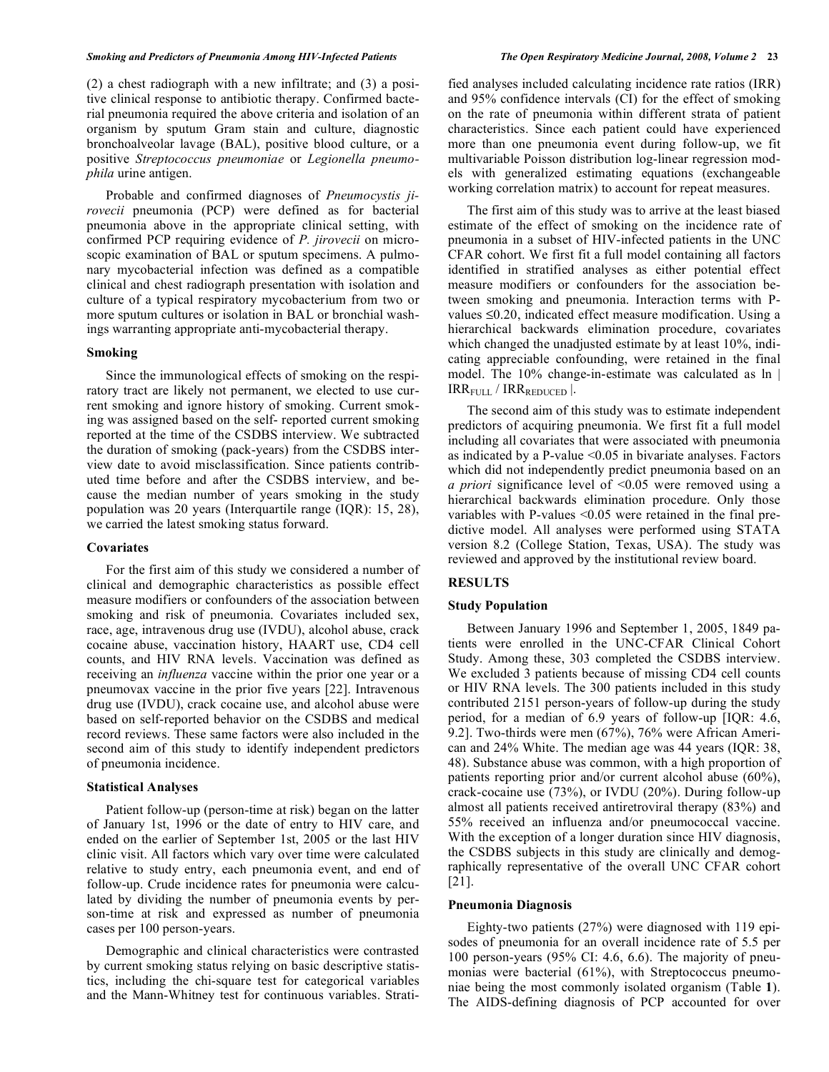(2) a chest radiograph with a new infiltrate; and (3) a positive clinical response to antibiotic therapy. Confirmed bacterial pneumonia required the above criteria and isolation of an organism by sputum Gram stain and culture, diagnostic bronchoalveolar lavage (BAL), positive blood culture, or a positive *Streptococcus pneumoniae* or *Legionella pneumophila* urine antigen.

Probable and confirmed diagnoses of *Pneumocystis jirovecii* pneumonia (PCP) were defined as for bacterial pneumonia above in the appropriate clinical setting, with confirmed PCP requiring evidence of *P. jirovecii* on microscopic examination of BAL or sputum specimens. A pulmonary mycobacterial infection was defined as a compatible clinical and chest radiograph presentation with isolation and culture of a typical respiratory mycobacterium from two or more sputum cultures or isolation in BAL or bronchial washings warranting appropriate anti-mycobacterial therapy.

### Smoking

Since the immunological effects of smoking on the respiratory tract are likely not permanent, we elected to use current smoking and ignore history of smoking. Current smoking was assigned based on the self- reported current smoking reported at the time of the CSDBS interview. We subtracted the duration of smoking (pack-years) from the CSDBS interview date to avoid misclassification. Since patients contributed time before and after the CSDBS interview, and because the median number of years smoking in the study population was 20 years (Interquartile range (IQR): 15, 28), we carried the latest smoking status forward.

### Covariates

For the first aim of this study we considered a number of clinical and demographic characteristics as possible effect measure modifiers or confounders of the association between smoking and risk of pneumonia. Covariates included sex, race, age, intravenous drug use (IVDU), alcohol abuse, crack cocaine abuse, vaccination history, HAART use, CD4 cell counts, and HIV RNA levels. Vaccination was defined as receiving an *influenza* vaccine within the prior one year or a pneumovax vaccine in the prior five years [22]. Intravenous drug use (IVDU), crack cocaine use, and alcohol abuse were based on self-reported behavior on the CSDBS and medical record reviews. These same factors were also included in the second aim of this study to identify independent predictors of pneumonia incidence.

### Statistical Analyses

Patient follow-up (person-time at risk) began on the latter of January 1st, 1996 or the date of entry to HIV care, and ended on the earlier of September 1st, 2005 or the last HIV clinic visit. All factors which vary over time were calculated relative to study entry, each pneumonia event, and end of follow-up. Crude incidence rates for pneumonia were calculated by dividing the number of pneumonia events by person-time at risk and expressed as number of pneumonia cases per 100 person-years.

Demographic and clinical characteristics were contrasted by current smoking status relying on basic descriptive statistics, including the chi-square test for categorical variables and the Mann-Whitney test for continuous variables. Stratified analyses included calculating incidence rate ratios (IRR) and 95% confidence intervals (CI) for the effect of smoking on the rate of pneumonia within different strata of patient characteristics. Since each patient could have experienced more than one pneumonia event during follow-up, we fit multivariable Poisson distribution log-linear regression models with generalized estimating equations (exchangeable working correlation matrix) to account for repeat measures.

The first aim of this study was to arrive at the least biased estimate of the effect of smoking on the incidence rate of pneumonia in a subset of HIV-infected patients in the UNC CFAR cohort. We first fit a full model containing all factors identified in stratified analyses as either potential effect measure modifiers or confounders for the association between smoking and pneumonia. Interaction terms with P-values ≤0.20, indicated effect measure modification. Using a hierarchical backwards elimination procedure, covariates which changed the unadjusted estimate by at least 10%, indicating appreciable confounding, were retained in the final model. The 10% change-in-estimate was calculated as $\ln \mid IRR_{FULL} / IRR_{REDUCED} \mid$.

The second aim of this study was to estimate independent predictors of acquiring pneumonia. We first fit a full model including all covariates that were associated with pneumonia as indicated by a P-value <0.05 in bivariate analyses. Factors which did not independently predict pneumonia based on an *a priori* significance level of <0.05 were removed using a hierarchical backwards elimination procedure. Only those variables with P-values <0.05 were retained in the final predictive model. All analyses were performed using STATA version 8.2 (College Station, Texas, USA). The study was reviewed and approved by the institutional review board.

## RESULTS

### Study Population

Between January 1996 and September 1, 2005, 1849 patients were enrolled in the UNC-CFAR Clinical Cohort Study. Among these, 303 completed the CSDBS interview. We excluded 3 patients because of missing CD4 cell counts or HIV RNA levels. The 300 patients included in this study contributed 2151 person-years of follow-up during the study period, for a median of 6.9 years of follow-up [IQR: 4.6, 9.2]. Two-thirds were men (67%), 76% were African American and 24% White. The median age was 44 years (IQR: 38, 48). Substance abuse was common, with a high proportion of patients reporting prior and/or current alcohol abuse (60%), crack-cocaine use (73%), or IVDU (20%). During follow-up almost all patients received antiretroviral therapy (83%) and 55% received an influenza and/or pneumococcal vaccine. With the exception of a longer duration since HIV diagnosis, the CSDBS subjects in this study are clinically and demographically representative of the overall UNC CFAR cohort [21].

### Pneumonia Diagnosis

Eighty-two patients (27%) were diagnosed with 119 episodes of pneumonia for an overall incidence rate of 5.5 per 100 person-years (95% CI: 4.6, 6.6). The majority of pneumonias were bacterial (61%), with Streptococcus pneumoniae being the most commonly isolated organism (Table **1**). The AIDS-defining diagnosis of PCP accounted for over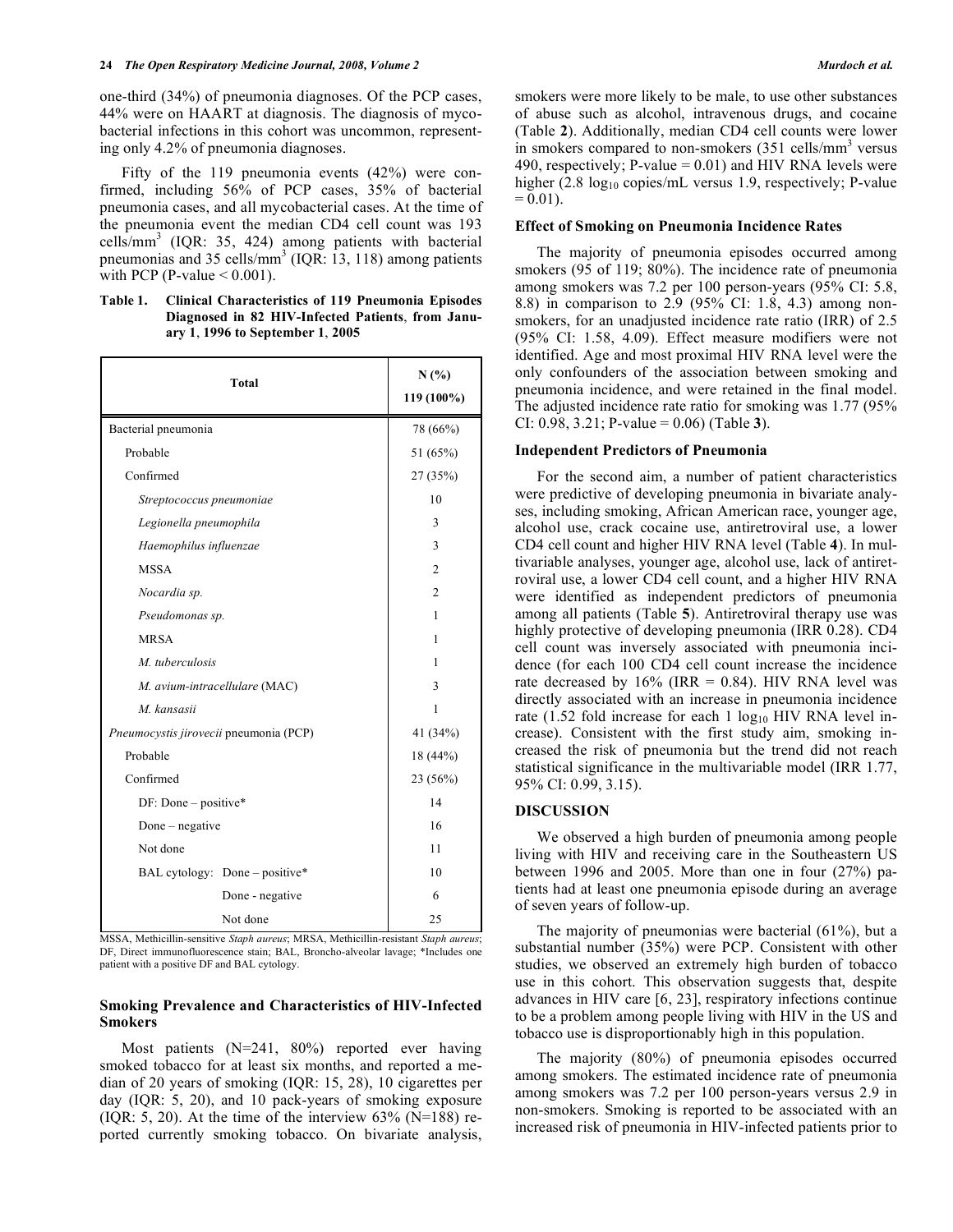one-third (34%) of pneumonia diagnoses. Of the PCP cases, 44% were on HAART at diagnosis. The diagnosis of mycobacterial infections in this cohort was uncommon, representing only 4.2% of pneumonia diagnoses.

Fifty of the 119 pneumonia events (42%) were confirmed, including 56% of PCP cases, 35% of bacterial pneumonia cases, and all mycobacterial cases. At the time of the pneumonia event the median CD4 cell count was 193 cells/mm$^3$ (IQR: 35, 424) among patients with bacterial pneumonias and 35 cells/mm$^3$ (IQR: 13, 118) among patients with PCP (P-value < 0.001).

**Table 1. Clinical Characteristics of 119 Pneumonia Episodes Diagnosed in 82 HIV-Infected Patients, from January 1, 1996 to September 1, 2005**

| Total | N (%) 119 (100%) |
|---|---|
| Bacterial pneumonia | 78 (66%) |
| Probable | 51 (65%) |
| Confirmed | 27 (35%) |
| *Streptococcus pneumoniae* | 10 |
| *Legionella pneumophila* | 3 |
| *Haemophilus influenzae* | 3 |
| MSSA | 2 |
| *Nocardia sp.* | 2 |
| *Pseudomonas sp.* | 1 |
| MRSA | 1 |
| *M. tuberculosis* | 1 |
| *M. avium-intracellulare* (MAC) | 3 |
| *M. kansasii* | 1 |
| *Pneumocystis jirovecii* pneumonia (PCP) | 41 (34%) |
| Probable | 18 (44%) |
| Confirmed | 23 (56%) |
| DF: Done – positive* | 14 |
| Done – negative | 16 |
| Not done | 11 |
| BAL cytology: Done – positive* | 10 |
| Done - negative | 6 |
| Not done | 25 |

MSSA, Methicillin-sensitive *Staph aureus*; MRSA, Methicillin-resistant *Staph aureus*; DF, Direct immunofluorescence stain; BAL, Broncho-alveolar lavage; *Includes one patient with a positive DF and BAL cytology.

### Smoking Prevalence and Characteristics of HIV-Infected Smokers

Most patients (N=241, 80%) reported ever having smoked tobacco for at least six months, and reported a median of 20 years of smoking (IQR: 15, 28), 10 cigarettes per day (IQR: 5, 20), and 10 pack-years of smoking exposure (IQR: 5, 20). At the time of the interview 63% (N=188) reported currently smoking tobacco. On bivariate analysis, smokers were more likely to be male, to use other substances of abuse such as alcohol, intravenous drugs, and cocaine (Table **2**). Additionally, median CD4 cell counts were lower in smokers compared to non-smokers (351 cells/mm$^3$ versus 490, respectively; P-value = 0.01) and HIV RNA levels were higher (2.8 $\log_{10}$ copies/mL versus 1.9, respectively; P-value = 0.01).

### Effect of Smoking on Pneumonia Incidence Rates

The majority of pneumonia episodes occurred among smokers (95 of 119; 80%). The incidence rate of pneumonia among smokers was 7.2 per 100 person-years (95% CI: 5.8, 8.8) in comparison to 2.9 (95% CI: 1.8, 4.3) among non-smokers, for an unadjusted incidence rate ratio (IRR) of 2.5 (95% CI: 1.58, 4.09). Effect measure modifiers were not identified. Age and most proximal HIV RNA level were the only confounders of the association between smoking and pneumonia incidence, and were retained in the final model. The adjusted incidence rate ratio for smoking was 1.77 (95% CI: 0.98, 3.21; P-value = 0.06) (Table **3**).

### Independent Predictors of Pneumonia

For the second aim, a number of patient characteristics were predictive of developing pneumonia in bivariate analyses, including smoking, African American race, younger age, alcohol use, crack cocaine use, antiretroviral use, a lower CD4 cell count and higher HIV RNA level (Table **4**). In multivariable analyses, younger age, alcohol use, lack of antiretroviral use, a lower CD4 cell count, and a higher HIV RNA were identified as independent predictors of pneumonia among all patients (Table **5**). Antiretroviral therapy use was highly protective of developing pneumonia (IRR 0.28). CD4 cell count was inversely associated with pneumonia incidence (for each 100 CD4 cell count increase the incidence rate decreased by 16% (IRR = 0.84). HIV RNA level was directly associated with an increase in pneumonia incidence rate (1.52 fold increase for each 1 $\log_{10}$ HIV RNA level increase). Consistent with the first study aim, smoking increased the risk of pneumonia but the trend did not reach statistical significance in the multivariable model (IRR 1.77, 95% CI: 0.99, 3.15).

## DISCUSSION

We observed a high burden of pneumonia among people living with HIV and receiving care in the Southeastern US between 1996 and 2005. More than one in four (27%) patients had at least one pneumonia episode during an average of seven years of follow-up.

The majority of pneumonias were bacterial (61%), but a substantial number (35%) were PCP. Consistent with other studies, we observed an extremely high burden of tobacco use in this cohort. This observation suggests that, despite advances in HIV care [6, 23], respiratory infections continue to be a problem among people living with HIV in the US and tobacco use is disproportionably high in this population.

The majority (80%) of pneumonia episodes occurred among smokers. The estimated incidence rate of pneumonia among smokers was 7.2 per 100 person-years versus 2.9 in non-smokers. Smoking is reported to be associated with an increased risk of pneumonia in HIV-infected patients prior to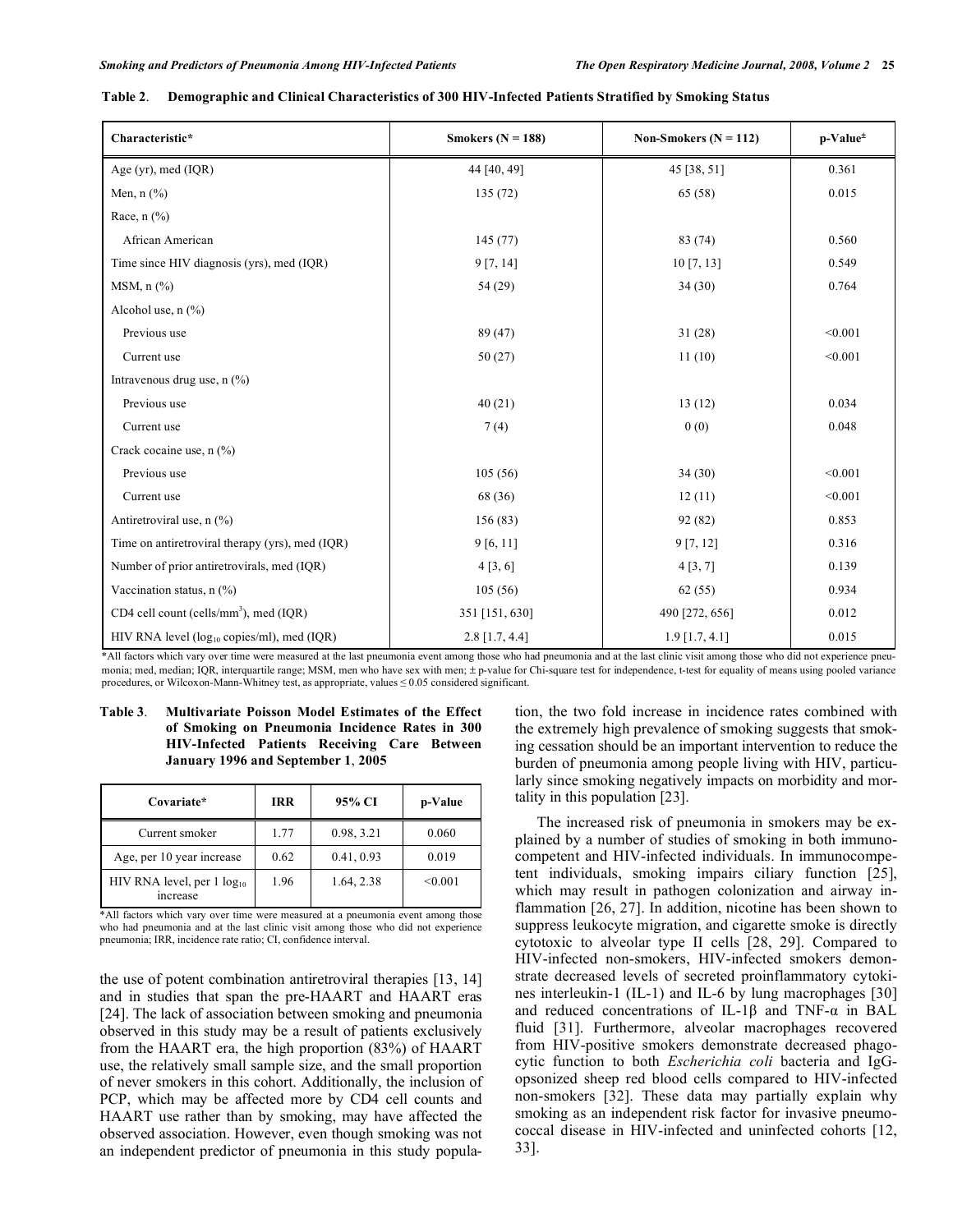**Table 2. Demographic and Clinical Characteristics of 300 HIV-Infected Patients Stratified by Smoking Status**

| Characteristic* | Smokers (N = 188) | Non-Smokers (N = 112) | p-Value± |
|---|---|---|---|
| Age (yr), med (IQR) | 44 [40, 49] | 45 [38, 51] | 0.361 |
| Men, n (%) | 135 (72) | 65 (58) | 0.015 |
| Race, n (%) | | | |
| African American | 145 (77) | 83 (74) | 0.560 |
| Time since HIV diagnosis (yrs), med (IQR) | 9 [7, 14] | 10 [7, 13] | 0.549 |
| MSM, n (%) | 54 (29) | 34 (30) | 0.764 |
| Alcohol use, n (%) | | | |
| Previous use | 89 (47) | 31 (28) | <0.001 |
| Current use | 50 (27) | 11 (10) | <0.001 |
| Intravenous drug use, n (%) | | | |
| Previous use | 40 (21) | 13 (12) | 0.034 |
| Current use | 7 (4) | 0 (0) | 0.048 |
| Crack cocaine use, n (%) | | | |
| Previous use | 105 (56) | 34 (30) | <0.001 |
| Current use | 68 (36) | 12 (11) | <0.001 |
| Antiretroviral use, n (%) | 156 (83) | 92 (82) | 0.853 |
| Time on antiretroviral therapy (yrs), med (IQR) | 9 [6, 11] | 9 [7, 12] | 0.316 |
| Number of prior antiretrovirals, med (IQR) | 4 [3, 6] | 4 [3, 7] | 0.139 |
| Vaccination status, n (%) | 105 (56) | 62 (55) | 0.934 |
| CD4 cell count (cells/mm$^3$), med (IQR) | 351 [151, 630] | 490 [272, 656] | 0.012 |
| HIV RNA level ($\log_{10}$ copies/ml), med (IQR) | 2.8 [1.7, 4.4] | 1.9 [1.7, 4.1] | 0.015 |

*All factors which vary over time were measured at the last pneumonia event among those who had pneumonia and at the last clinic visit among those who did not experience pneumonia; med, median; IQR, interquartile range; MSM, men who have sex with men; ± p-value for Chi-square test for independence, t-test for equality of means using pooled variance procedures, or Wilcoxon-Mann-Whitney test, as appropriate, values ≤ 0.05 considered significant.

**Table 3. Multivariate Poisson Model Estimates of the Effect of Smoking on Pneumonia Incidence Rates in 300 HIV-Infected Patients Receiving Care Between January 1996 and September 1, 2005**

| Covariate* | IRR | 95% CI | p-Value |
|---|---|---|---|
| Current smoker | 1.77 | 0.98, 3.21 | 0.060 |
| Age, per 10 year increase | 0.62 | 0.41, 0.93 | 0.019 |
| HIV RNA level, per 1 $\log_{10}$ increase | 1.96 | 1.64, 2.38 | <0.001 |

*All factors which vary over time were measured at a pneumonia event among those who had pneumonia and at the last clinic visit among those who did not experience pneumonia; IRR, incidence rate ratio; CI, confidence interval.

the use of potent combination antiretroviral therapies [13, 14] and in studies that span the pre-HAART and HAART eras [24]. The lack of association between smoking and pneumonia observed in this study may be a result of patients exclusively from the HAART era, the high proportion (83%) of HAART use, the relatively small sample size, and the small proportion of never smokers in this cohort. Additionally, the inclusion of PCP, which may be affected more by CD4 cell counts and HAART use rather than by smoking, may have affected the observed association. However, even though smoking was not an independent predictor of pneumonia in this study population, the two fold increase in incidence rates combined with the extremely high prevalence of smoking suggests that smoking cessation should be an important intervention to reduce the burden of pneumonia among people living with HIV, particularly since smoking negatively impacts on morbidity and mortality in this population [23].

The increased risk of pneumonia in smokers may be explained by a number of studies of smoking in both immunocompetent and HIV-infected individuals. In immunocompetent individuals, smoking impairs ciliary function [25], which may result in pathogen colonization and airway inflammation [26, 27]. In addition, nicotine has been shown to suppress leukocyte migration, and cigarette smoke is directly cytotoxic to alveolar type II cells [28, 29]. Compared to HIV-infected non-smokers, HIV-infected smokers demonstrate decreased levels of secreted proinflammatory cytokines interleukin-1 (IL-1) and IL-6 by lung macrophages [30] and reduced concentrations of IL-1β and TNF-α in BAL fluid [31]. Furthermore, alveolar macrophages recovered from HIV-positive smokers demonstrate decreased phagocytic function to both *Escherichia coli* bacteria and IgG-opsonized sheep red blood cells compared to HIV-infected non-smokers [32]. These data may partially explain why smoking as an independent risk factor for invasive pneumococcal disease in HIV-infected and uninfected cohorts [12, 33].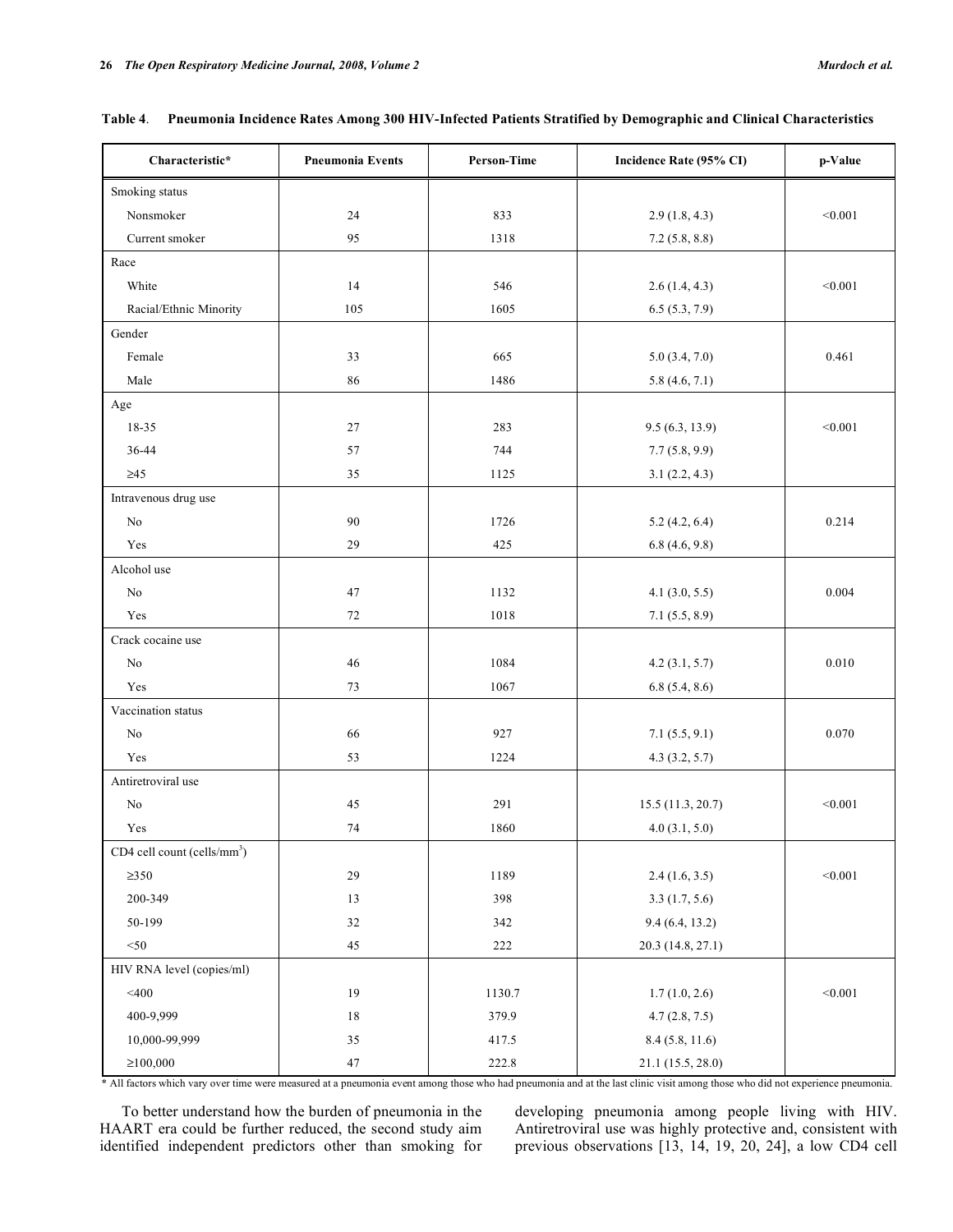**Table 4. Pneumonia Incidence Rates Among 300 HIV-Infected Patients Stratified by Demographic and Clinical Characteristics**

| Characteristic* | Pneumonia Events | Person-Time | Incidence Rate (95% CI) | p-Value |
|---|---|---|---|---|
| Smoking status | | | | |
| Nonsmoker | 24 | 833 | 2.9 (1.8, 4.3) | <0.001 |
| Current smoker | 95 | 1318 | 7.2 (5.8, 8.8) | |
| Race | | | | |
| White | 14 | 546 | 2.6 (1.4, 4.3) | <0.001 |
| Racial/Ethnic Minority | 105 | 1605 | 6.5 (5.3, 7.9) | |
| Gender | | | | |
| Female | 33 | 665 | 5.0 (3.4, 7.0) | 0.461 |
| Male | 86 | 1486 | 5.8 (4.6, 7.1) | |
| Age | | | | |
| 18-35 | 27 | 283 | 9.5 (6.3, 13.9) | <0.001 |
| 36-44 | 57 | 744 | 7.7 (5.8, 9.9) | |
| ≥45 | 35 | 1125 | 3.1 (2.2, 4.3) | |
| Intravenous drug use | | | | |
| No | 90 | 1726 | 5.2 (4.2, 6.4) | 0.214 |
| Yes | 29 | 425 | 6.8 (4.6, 9.8) | |
| Alcohol use | | | | |
| No | 47 | 1132 | 4.1 (3.0, 5.5) | 0.004 |
| Yes | 72 | 1018 | 7.1 (5.5, 8.9) | |
| Crack cocaine use | | | | |
| No | 46 | 1084 | 4.2 (3.1, 5.7) | 0.010 |
| Yes | 73 | 1067 | 6.8 (5.4, 8.6) | |
| Vaccination status | | | | |
| No | 66 | 927 | 7.1 (5.5, 9.1) | 0.070 |
| Yes | 53 | 1224 | 4.3 (3.2, 5.7) | |
| Antiretroviral use | | | | |
| No | 45 | 291 | 15.5 (11.3, 20.7) | <0.001 |
| Yes | 74 | 1860 | 4.0 (3.1, 5.0) | |
| CD4 cell count (cells/mm$^3$) | | | | |
| ≥350 | 29 | 1189 | 2.4 (1.6, 3.5) | <0.001 |
| 200-349 | 13 | 398 | 3.3 (1.7, 5.6) | |
| 50-199 | 32 | 342 | 9.4 (6.4, 13.2) | |
| <50 | 45 | 222 | 20.3 (14.8, 27.1) | |
| HIV RNA level (copies/ml) | | | | |
| <400 | 19 | 1130.7 | 1.7 (1.0, 2.6) | <0.001 |
| 400-9,999 | 18 | 379.9 | 4.7 (2.8, 7.5) | |
| 10,000-99,999 | 35 | 417.5 | 8.4 (5.8, 11.6) | |
| ≥100,000 | 47 | 222.8 | 21.1 (15.5, 28.0) | |

\* All factors which vary over time were measured at a pneumonia event among those who had pneumonia and at the last clinic visit among those who did not experience pneumonia.

To better understand how the burden of pneumonia in the HAART era could be further reduced, the second study aim identified independent predictors other than smoking for developing pneumonia among people living with HIV. Antiretroviral use was highly protective and, consistent with previous observations [13, 14, 19, 20, 24], a low CD4 cell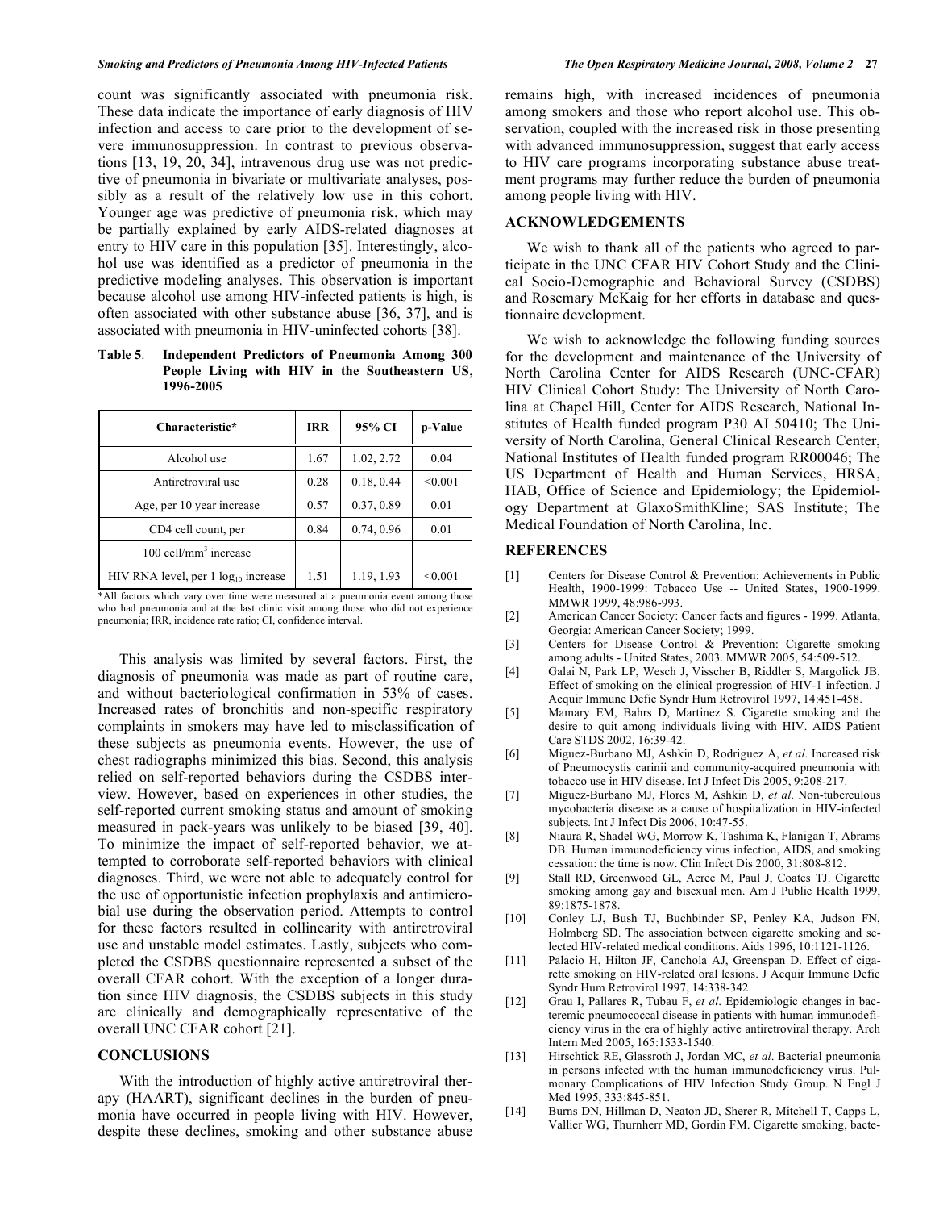count was significantly associated with pneumonia risk. These data indicate the importance of early diagnosis of HIV infection and access to care prior to the development of severe immunosuppression. In contrast to previous observations [13, 19, 20, 34], intravenous drug use was not predictive of pneumonia in bivariate or multivariate analyses, possibly as a result of the relatively low use in this cohort. Younger age was predictive of pneumonia risk, which may be partially explained by early AIDS-related diagnoses at entry to HIV care in this population [35]. Interestingly, alcohol use was identified as a predictor of pneumonia in the predictive modeling analyses. This observation is important because alcohol use among HIV-infected patients is high, is often associated with other substance abuse [36, 37], and is associated with pneumonia in HIV-uninfected cohorts [38].

**Table 5**. **Independent Predictors of Pneumonia Among 300 People Living with HIV in the Southeastern US, 1996-2005**

| Characteristic* | IRR | 95% CI | p-Value |
|---|---|---|---|
| Alcohol use | 1.67 | 1.02, 2.72 | 0.04 |
| Antiretroviral use | 0.28 | 0.18, 0.44 | <0.001 |
| Age, per 10 year increase | 0.57 | 0.37, 0.89 | 0.01 |
| CD4 cell count, per 100 cell/mm$^3$ increase | 0.84 | 0.74, 0.96 | 0.01 |
| HIV RNA level, per 1 $\log_{10}$ increase | 1.51 | 1.19, 1.93 | <0.001 |

*All factors which vary over time were measured at a pneumonia event among those who had pneumonia and at the last clinic visit among those who did not experience pneumonia; IRR, incidence rate ratio; CI, confidence interval.

This analysis was limited by several factors. First, the diagnosis of pneumonia was made as part of routine care, and without bacteriological confirmation in 53% of cases. Increased rates of bronchitis and non-specific respiratory complaints in smokers may have led to misclassification of these subjects as pneumonia events. However, the use of chest radiographs minimized this bias. Second, this analysis relied on self-reported behaviors during the CSDBS interview. However, based on experiences in other studies, the self-reported current smoking status and amount of smoking measured in pack-years was unlikely to be biased [39, 40]. To minimize the impact of self-reported behavior, we attempted to corroborate self-reported behaviors with clinical diagnoses. Third, we were not able to adequately control for the use of opportunistic infection prophylaxis and antimicrobial use during the observation period. Attempts to control for these factors resulted in collinearity with antiretroviral use and unstable model estimates. Lastly, subjects who completed the CSDBS questionnaire represented a subset of the overall CFAR cohort. With the exception of a longer duration since HIV diagnosis, the CSDBS subjects in this study are clinically and demographically representative of the overall UNC CFAR cohort [21].

## CONCLUSIONS

With the introduction of highly active antiretroviral therapy (HAART), significant declines in the burden of pneumonia have occurred in people living with HIV. However, despite these declines, smoking and other substance abuse remains high, with increased incidences of pneumonia among smokers and those who report alcohol use. This observation, coupled with the increased risk in those presenting with advanced immunosuppression, suggest that early access to HIV care programs incorporating substance abuse treatment programs may further reduce the burden of pneumonia among people living with HIV.

## ACKNOWLEDGEMENTS

We wish to thank all of the patients who agreed to participate in the UNC CFAR HIV Cohort Study and the Clinical Socio-Demographic and Behavioral Survey (CSDBS) and Rosemary McKaig for her efforts in database and questionnaire development.

We wish to acknowledge the following funding sources for the development and maintenance of the University of North Carolina Center for AIDS Research (UNC-CFAR) HIV Clinical Cohort Study: The University of North Carolina at Chapel Hill, Center for AIDS Research, National Institutes of Health funded program P30 AI 50410; The University of North Carolina, General Clinical Research Center, National Institutes of Health funded program RR00046; The US Department of Health and Human Services, HRSA, HAB, Office of Science and Epidemiology; the Epidemiology Department at GlaxoSmithKline; SAS Institute; The Medical Foundation of North Carolina, Inc.

## REFERENCES

[1] Centers for Disease Control & Prevention: Achievements in Public Health, 1900-1999: Tobacco Use -- United States, 1900-1999. MMWR 1999, 48:986-993.

[2] American Cancer Society: Cancer facts and figures - 1999. Atlanta, Georgia: American Cancer Society; 1999.

[3] Centers for Disease Control & Prevention: Cigarette smoking among adults - United States, 2003. MMWR 2005, 54:509-512.

[4] Galai N, Park LP, Wesch J, Visscher B, Riddler S, Margolick JB. Effect of smoking on the clinical progression of HIV-1 infection. J Acquir Immune Defic Syndr Hum Retrovirol 1997, 14:451-458.

[5] Mamary EM, Bahrs D, Martinez S. Cigarette smoking and the desire to quit among individuals living with HIV. AIDS Patient Care STDS 2002, 16:39-42.

[6] Miguez-Burbano MJ, Ashkin D, Rodriguez A, *et al*. Increased risk of Pneumocystis carinii and community-acquired pneumonia with tobacco use in HIV disease. Int J Infect Dis 2005, 9:208-217.

[7] Miguez-Burbano MJ, Flores M, Ashkin D, *et al*. Non-tuberculous mycobacteria disease as a cause of hospitalization in HIV-infected subjects. Int J Infect Dis 2006, 10:47-55.

[8] Niaura R, Shadel WG, Morrow K, Tashima K, Flanigan T, Abrams DB. Human immunodeficiency virus infection, AIDS, and smoking cessation: the time is now. Clin Infect Dis 2000, 31:808-812.

[9] Stall RD, Greenwood GL, Acree M, Paul J, Coates TJ. Cigarette smoking among gay and bisexual men. Am J Public Health 1999, 89:1875-1878.

[10] Conley LJ, Bush TJ, Buchbinder SP, Penley KA, Judson FN, Holmberg SD. The association between cigarette smoking and selected HIV-related medical conditions. Aids 1996, 10:1121-1126.

[11] Palacio H, Hilton JF, Canchola AJ, Greenspan D. Effect of cigarette smoking on HIV-related oral lesions. J Acquir Immune Defic Syndr Hum Retrovirol 1997, 14:338-342.

[12] Grau I, Pallares R, Tubau F, *et al*. Epidemiologic changes in bacteremic pneumococcal disease in patients with human immunodeficiency virus in the era of highly active antiretroviral therapy. Arch Intern Med 2005, 165:1533-1540.

[13] Hirschtick RE, Glassroth J, Jordan MC, *et al*. Bacterial pneumonia in persons infected with the human immunodeficiency virus. Pulmonary Complications of HIV Infection Study Group. N Engl J Med 1995, 333:845-851.

[14] Burns DN, Hillman D, Neaton JD, Sherer R, Mitchell T, Capps L, Vallier WG, Thurnherr MD, Gordin FM. Cigarette smoking, bacte-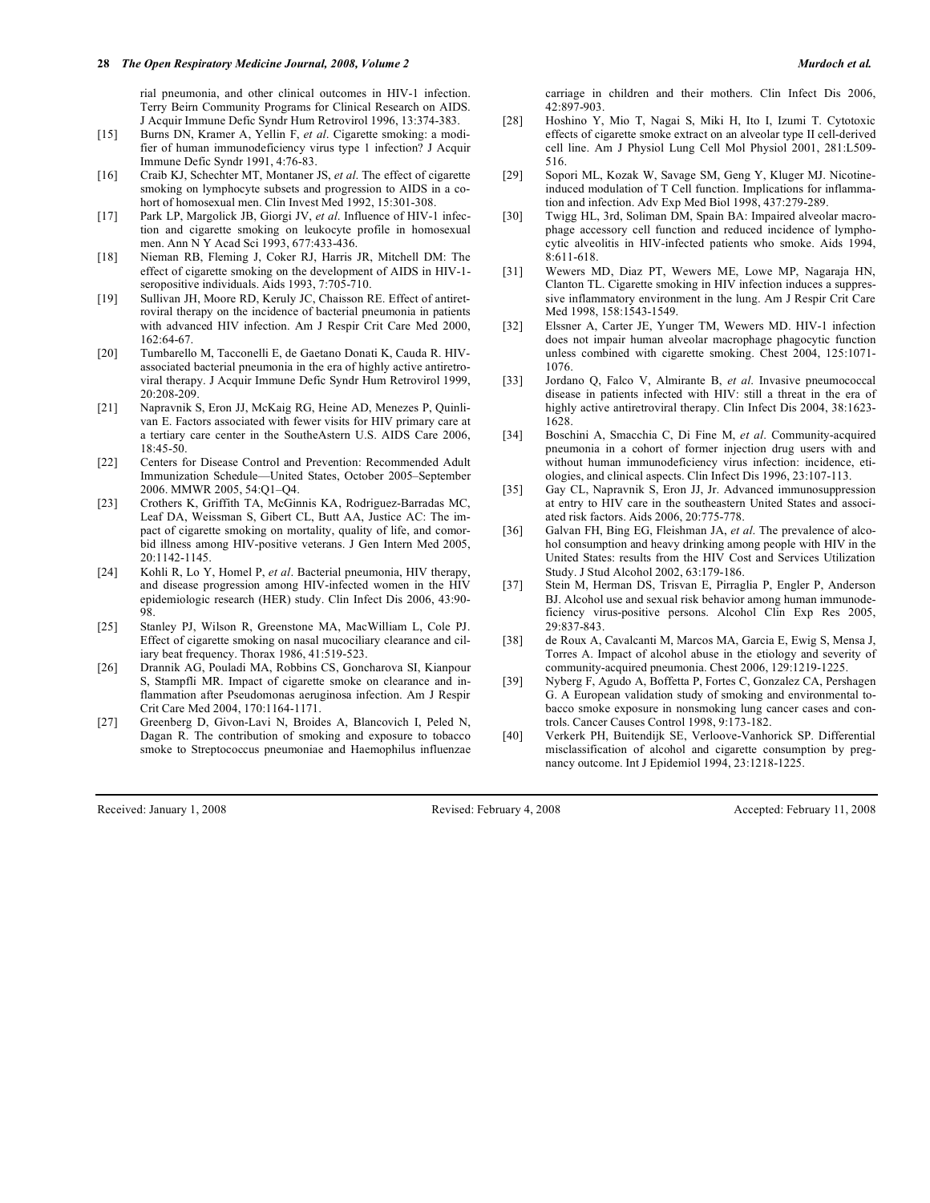rial pneumonia, and other clinical outcomes in HIV-1 infection. Terry Beirn Community Programs for Clinical Research on AIDS. J Acquir Immune Defic Syndr Hum Retrovirol 1996, 13:374-383.

[15] Burns DN, Kramer A, Yellin F, *et al*. Cigarette smoking: a modifier of human immunodeficiency virus type 1 infection? J Acquir Immune Defic Syndr 1991, 4:76-83.

[16] Craib KJ, Schechter MT, Montaner JS, *et al*. The effect of cigarette smoking on lymphocyte subsets and progression to AIDS in a cohort of homosexual men. Clin Invest Med 1992, 15:301-308.

[17] Park LP, Margolick JB, Giorgi JV, *et al*. Influence of HIV-1 infection and cigarette smoking on leukocyte profile in homosexual men. Ann N Y Acad Sci 1993, 677:433-436.

[18] Nieman RB, Fleming J, Coker RJ, Harris JR, Mitchell DM: The effect of cigarette smoking on the development of AIDS in HIV-1-seropositive individuals. Aids 1993, 7:705-710.

[19] Sullivan JH, Moore RD, Keruly JC, Chaisson RE. Effect of antiretroviral therapy on the incidence of bacterial pneumonia in patients with advanced HIV infection. Am J Respir Crit Care Med 2000, 162:64-67.

[20] Tumbarello M, Tacconelli E, de Gaetano Donati K, Cauda R. HIV-associated bacterial pneumonia in the era of highly active antiretroviral therapy. J Acquir Immune Defic Syndr Hum Retrovirol 1999, 20:208-209.

[21] Napravnik S, Eron JJ, McKaig RG, Heine AD, Menezes P, Quinlivan E. Factors associated with fewer visits for HIV primary care at a tertiary care center in the SoutheAstern U.S. AIDS Care 2006, 18:45-50.

[22] Centers for Disease Control and Prevention: Recommended Adult Immunization Schedule—United States, October 2005–September 2006. MMWR 2005, 54:Q1–Q4.

[23] Crothers K, Griffith TA, McGinnis KA, Rodriguez-Barradas MC, Leaf DA, Weissman S, Gibert CL, Butt AA, Justice AC: The impact of cigarette smoking on mortality, quality of life, and comorbid illness among HIV-positive veterans. J Gen Intern Med 2005, 20:1142-1145.

[24] Kohli R, Lo Y, Homel P, *et al*. Bacterial pneumonia, HIV therapy, and disease progression among HIV-infected women in the HIV epidemiologic research (HER) study. Clin Infect Dis 2006, 43:90-98.

[25] Stanley PJ, Wilson R, Greenstone MA, MacWilliam L, Cole PJ. Effect of cigarette smoking on nasal mucociliary clearance and ciliary beat frequency. Thorax 1986, 41:519-523.

[26] Drannik AG, Pouladi MA, Robbins CS, Goncharova SI, Kianpour S, Stampfli MR. Impact of cigarette smoke on clearance and inflammation after Pseudomonas aeruginosa infection. Am J Respir Crit Care Med 2004, 170:1164-1171.

[27] Greenberg D, Givon-Lavi N, Broides A, Blancovich I, Peled N, Dagan R. The contribution of smoking and exposure to tobacco smoke to Streptococcus pneumoniae and Haemophilus influenzae carriage in children and their mothers. Clin Infect Dis 2006, 42:897-903.

[28] Hoshino Y, Mio T, Nagai S, Miki H, Ito I, Izumi T. Cytotoxic effects of cigarette smoke extract on an alveolar type II cell-derived cell line. Am J Physiol Lung Cell Mol Physiol 2001, 281:L509-516.

[29] Sopori ML, Kozak W, Savage SM, Geng Y, Kluger MJ. Nicotine-induced modulation of T Cell function. Implications for inflammation and infection. Adv Exp Med Biol 1998, 437:279-289.

[30] Twigg HL, 3rd, Soliman DM, Spain BA: Impaired alveolar macrophage accessory cell function and reduced incidence of lymphocytic alveolitis in HIV-infected patients who smoke. Aids 1994, 8:611-618.

[31] Wewers MD, Diaz PT, Wewers ME, Lowe MP, Nagaraja HN, Clanton TL. Cigarette smoking in HIV infection induces a suppressive inflammatory environment in the lung. Am J Respir Crit Care Med 1998, 158:1543-1549.

[32] Elssner A, Carter JE, Yunger TM, Wewers MD. HIV-1 infection does not impair human alveolar macrophage phagocytic function unless combined with cigarette smoking. Chest 2004, 125:1071-1076.

[33] Jordano Q, Falco V, Almirante B, *et al*. Invasive pneumococcal disease in patients infected with HIV: still a threat in the era of highly active antiretroviral therapy. Clin Infect Dis 2004, 38:1623-1628.

[34] Boschini A, Smacchia C, Di Fine M, *et al*. Community-acquired pneumonia in a cohort of former injection drug users with and without human immunodeficiency virus infection: incidence, etiologies, and clinical aspects. Clin Infect Dis 1996, 23:107-113.

[35] Gay CL, Napravnik S, Eron JJ, Jr. Advanced immunosuppression at entry to HIV care in the southeastern United States and associated risk factors. Aids 2006, 20:775-778.

[36] Galvan FH, Bing EG, Fleishman JA, *et al*. The prevalence of alcohol consumption and heavy drinking among people with HIV in the United States: results from the HIV Cost and Services Utilization Study. J Stud Alcohol 2002, 63:179-186.

[37] Stein M, Herman DS, Trisvan E, Pirraglia P, Engler P, Anderson BJ. Alcohol use and sexual risk behavior among human immunodeficiency virus-positive persons. Alcohol Clin Exp Res 2005, 29:837-843.

[38] de Roux A, Cavalcanti M, Marcos MA, Garcia E, Ewig S, Mensa J, Torres A. Impact of alcohol abuse in the etiology and severity of community-acquired pneumonia. Chest 2006, 129:1219-1225.

[39] Nyberg F, Agudo A, Boffetta P, Fortes C, Gonzalez CA, Pershagen G. A European validation study of smoking and environmental tobacco smoke exposure in nonsmoking lung cancer cases and controls. Cancer Causes Control 1998, 9:173-182.

[40] Verkerk PH, Buitendijk SE, Verloove-Vanhorick SP. Differential misclassification of alcohol and cigarette consumption by pregnancy outcome. Int J Epidemiol 1994, 23:1218-1225.

Received: January 1, 2008 Revised: February 4, 2008 Accepted: February 11, 2008